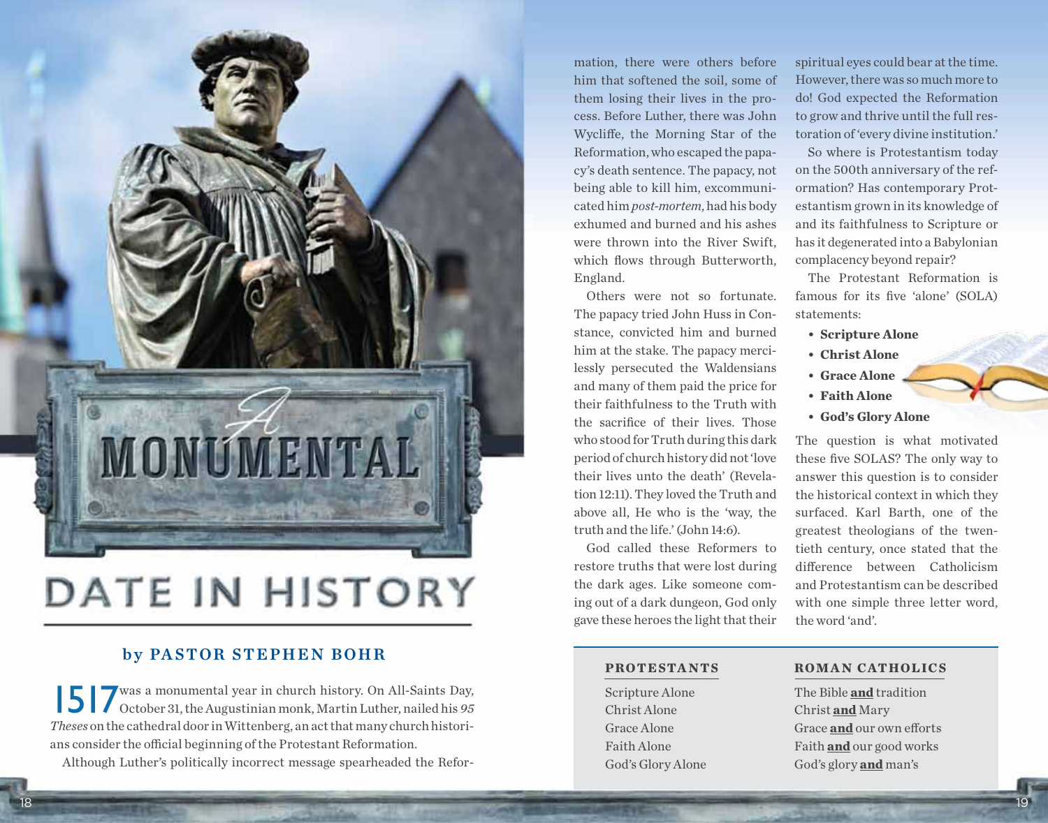# A MONUMENTAL DATE IN HISTORY

### by PASTOR STEPHEN BOHR

1517 was a monumental year in church history. On All-Saints Day, October 31, the Augustinian monk, Martin Luther, nailed his *95 Theses* on the cathedral door in Wittenberg, an act that many church historians consider the official beginning of the Protestant Reformation.

Although Luther's politically incorrect message spearheaded the Reformation, there were others before him that softened the soil, some of them losing their lives in the process. Before Luther, there was John Wycliffe, the Morning Star of the Reformation, who escaped the papacy's death sentence. The papacy, not being able to kill him, excommunicated him *post-mortem*, had his body exhumed and burned and his ashes were thrown into the River Swift, which flows through Butterworth, England.

Others were not so fortunate. The papacy tried John Huss in Constance, convicted him and burned him at the stake. The papacy mercilessly persecuted the Waldensians and many of them paid the price for their faithfulness to the Truth with the sacrifice of their lives. Those who stood for Truth during this dark period of church history did not 'love their lives unto the death' (Revelation 12:11). They loved the Truth and above all, He who is the 'way, the truth and the life.' (John 14:6).

God called these Reformers to restore truths that were lost during the dark ages. Like someone coming out of a dark dungeon, God only gave these heroes the light that their spiritual eyes could bear at the time. However, there was so much more to do! God expected the Reformation to grow and thrive until the full restoration of 'every divine institution.'

So where is Protestantism today on the 500th anniversary of the reformation? Has contemporary Protestantism grown in its knowledge of and its faithfulness to Scripture or has it degenerated into a Babylonian complacency beyond repair?

The Protestant Reformation is famous for its five 'alone' (SOLA) statements:

- **Scripture Alone**
- **Christ Alone**
- **Grace Alone**
- **Faith Alone**
- **God's Glory Alone**

The question is what motivated these five SOLAS? The only way to answer this question is to consider the historical context in which they surfaced. Karl Barth, one of the greatest theologians of the twentieth century, once stated that the difference between Catholicism and Protestantism can be described with one simple three letter word, the word 'and'.

| PROTESTANTS | ROMAN CATHOLICS |
|---|---|
| Scripture Alone | The Bible **and** tradition |
| Christ Alone | Christ **and** Mary |
| Grace Alone | Grace **and** our own efforts |
| Faith Alone | Faith **and** our good works |
| God's Glory Alone | God's glory **and** man's |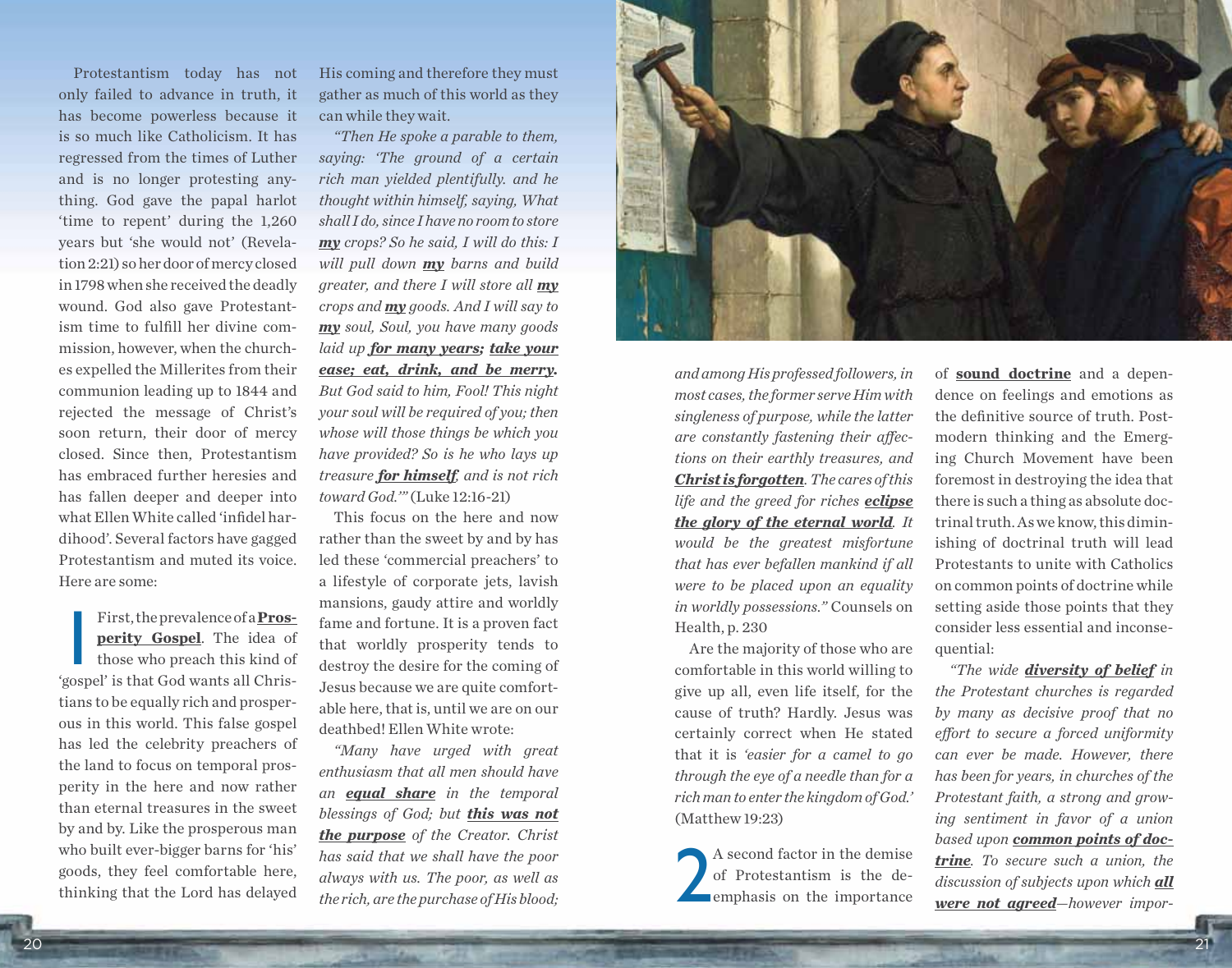Protestantism today has not only failed to advance in truth, it has become powerless because it is so much like Catholicism. It has regressed from the times of Luther and is no longer protesting anything. God gave the papal harlot 'time to repent' during the 1,260 years but 'she would not' (Revelation 2:21) so her door of mercy closed in 1798 when she received the deadly wound. God also gave Protestantism time to fulfill her divine commission, however, when the churches expelled the Millerites from their communion leading up to 1844 and rejected the message of Christ's soon return, their door of mercy closed. Since then, Protestantism has embraced further heresies and has fallen deeper and deeper into what Ellen White called 'infidel hardihood'. Several factors have gagged Protestantism and muted its voice. Here are some:

First, the prevalence of a ***Prosperity Gospel***. The idea of those who preach this kind of 'gospel' is that God wants all Christians to be equally rich and prosperous in this world. This false gospel has led the celebrity preachers of the land to focus on temporal prosperity in the here and now rather than eternal treasures in the sweet by and by. Like the prosperous man who built ever-bigger barns for 'his' goods, they feel comfortable here, thinking that the Lord has delayed His coming and therefore they must gather as much of this world as they can while they wait.

*"Then He spoke a parable to them, saying: 'The ground of a certain rich man yielded plentifully. and he thought within himself, saying, What shall I do, since I have no room to store **my** crops? So he said, I will do this: I will pull down **my** barns and build greater, and there I will store all **my** crops and **my** goods. And I will say to **my** soul, Soul, you have many goods laid up **for many years; take your ease; eat, drink, and be merry**. But God said to him, Fool! This night your soul will be required of you; then whose will those things be which you have provided? So is he who lays up treasure **for himself**, and is not rich toward God.'"* (Luke 12:16-21)

This focus on the here and now rather than the sweet by and by has led these 'commercial preachers' to a lifestyle of corporate jets, lavish mansions, gaudy attire and worldly fame and fortune. It is a proven fact that worldly prosperity tends to destroy the desire for the coming of Jesus because we are quite comfortable here, that is, until we are on our deathbed! Ellen White wrote:

*"Many have urged with great enthusiasm that all men should have an **equal share** in the temporal blessings of God; but **this was not the purpose** of the Creator. Christ has said that we shall have the poor always with us. The poor, as well as the rich, are the purchase of His blood; and among His professed followers, in most cases, the former serve Him with singleness of purpose, while the latter are constantly fastening their affections on their earthly treasures, and **Christ is forgotten**. The cares of this life and the greed for riches **eclipse the glory of the eternal world**. It would be the greatest misfortune that has ever befallen mankind if all were to be placed upon an equality in worldly possessions."* Counsels on Health, p. 230

Are the majority of those who are comfortable in this world willing to give up all, even life itself, for the cause of truth? Hardly. Jesus was certainly correct when He stated that it is *'easier for a camel to go through the eye of a needle than for a rich man to enter the kingdom of God.'* (Matthew 19:23)

A second factor in the demise of Protestantism is the deemphasis on the importance of ***sound doctrine*** and a dependence on feelings and emotions as the definitive source of truth. Postmodern thinking and the Emerging Church Movement have been foremost in destroying the idea that there is such a thing as absolute doctrinal truth. As we know, this diminishing of doctrinal truth will lead Protestants to unite with Catholics on common points of doctrine while setting aside those points that they consider less essential and inconsequential:

*"The wide **diversity of belief** in the Protestant churches is regarded by many as decisive proof that no effort to secure a forced uniformity can ever be made. However, there has been for years, in churches of the Protestant faith, a strong and growing sentiment in favor of a union based upon **common points of doctrine**. To secure such a union, the discussion of subjects upon which **all were not agreed**—however impor-*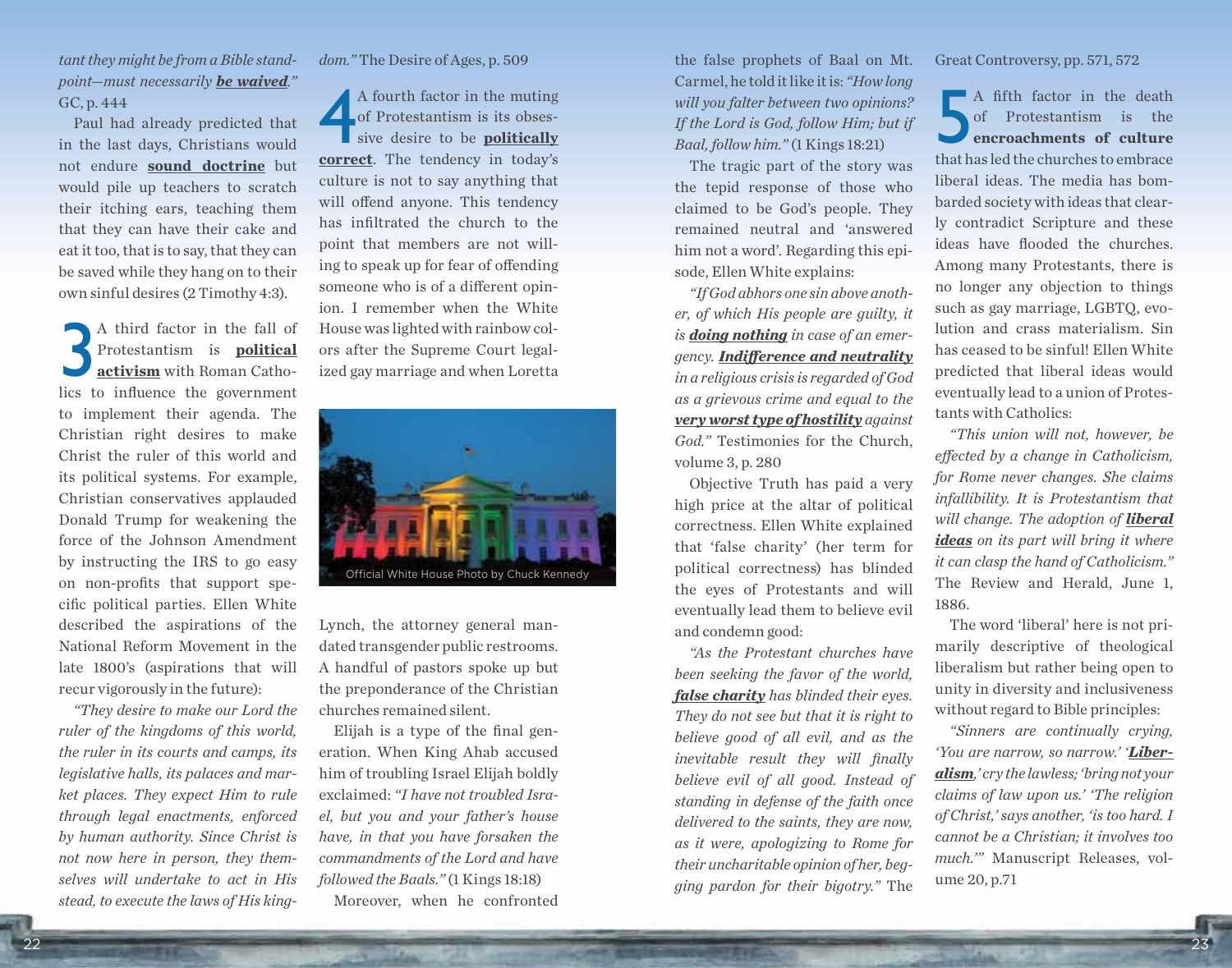*tant they might be from a Bible standpoint—must necessarily* ***be waived****."* GC, p. 444

Paul had already predicted that in the last days, Christians would not endure **sound doctrine** but would pile up teachers to scratch their itching ears, teaching them that they can have their cake and eat it too, that is to say, that they can be saved while they hang on to their own sinful desires (2 Timothy 4:3).

**3** A third factor in the fall of Protestantism is **political activism** with Roman Catholics to influence the government to implement their agenda. The Christian right desires to make Christ the ruler of this world and its political systems. For example, Christian conservatives applauded Donald Trump for weakening the force of the Johnson Amendment by instructing the IRS to go easy on non-profits that support specific political parties. Ellen White described the aspirations of the National Reform Movement in the late 1800's (aspirations that will recur vigorously in the future):

*"They desire to make our Lord the ruler of the kingdoms of this world, the ruler in its courts and camps, its legislative halls, its palaces and market places. They expect Him to rule through legal enactments, enforced by human authority. Since Christ is not now here in person, they themselves will undertake to act in His stead, to execute the laws of His kingdom."* The Desire of Ages, p. 509

**4** A fourth factor in the muting of Protestantism is its obsessive desire to be **politically correct**. The tendency in today's culture is not to say anything that will offend anyone. This tendency has infiltrated the church to the point that members are not willing to speak up for fear of offending someone who is of a different opinion. I remember when the White House was lighted with rainbow colors after the Supreme Court legalized gay marriage and when Loretta Lynch, the attorney general mandated transgender public restrooms. A handful of pastors spoke up but the preponderance of the Christian churches remained silent.

Official White House Photo by Chuck Kennedy

Elijah is a type of the final generation. When King Ahab accused him of troubling Israel Elijah boldly exclaimed: *"I have not troubled Israel, but you and your father's house have, in that you have forsaken the commandments of the Lord and have followed the Baals."* (1 Kings 18:18)

Moreover, when he confronted the false prophets of Baal on Mt. Carmel, he told it like it is: *"How long will you falter between two opinions? If the Lord is God, follow Him; but if Baal, follow him."* (1 Kings 18:21)

The tragic part of the story was the tepid response of those who claimed to be God's people. They remained neutral and 'answered him not a word'. Regarding this episode, Ellen White explains:

*"If God abhors one sin above another, of which His people are guilty, it is* ***doing nothing*** *in case of an emergency.* ***Indifference and neutrality*** *in a religious crisis is regarded of God as a grievous crime and equal to the* ***very worst type of hostility*** *against God."* Testimonies for the Church, volume 3, p. 280

Objective Truth has paid a very high price at the altar of political correctness. Ellen White explained that 'false charity' (her term for political correctness) has blinded the eyes of Protestants and will eventually lead them to believe evil and condemn good:

*"As the Protestant churches have been seeking the favor of the world,* ***false charity*** *has blinded their eyes. They do not see but that it is right to believe good of all evil, and as the inevitable result they will finally believe evil of all good. Instead of standing in defense of the faith once delivered to the saints, they are now, as it were, apologizing to Rome for their uncharitable opinion of her, begging pardon for their bigotry."* The Great Controversy, pp. 571, 572

**5** A fifth factor in the death of Protestantism is the **encroachments of culture** that has led the churches to embrace liberal ideas. The media has bombarded society with ideas that clearly contradict Scripture and these ideas have flooded the churches. Among many Protestants, there is no longer any objection to things such as gay marriage, LGBTQ, evolution and crass materialism. Sin has ceased to be sinful! Ellen White predicted that liberal ideas would eventually lead to a union of Protestants with Catholics:

*"This union will not, however, be effected by a change in Catholicism, for Rome never changes. She claims infallibility. It is Protestantism that will change. The adoption of* ***liberal ideas*** *on its part will bring it where it can clasp the hand of Catholicism."* The Review and Herald, June 1, 1886.

The word 'liberal' here is not primarily descriptive of theological liberalism but rather being open to unity in diversity and inclusiveness without regard to Bible principles:

*"Sinners are continually crying, 'You are narrow, so narrow.' '****Liberalism****,' cry the lawless; 'bring not your claims of law upon us.' 'The religion of Christ,' says another, 'is too hard. I cannot be a Christian; it involves too much.'"* Manuscript Releases, volume 20, p.71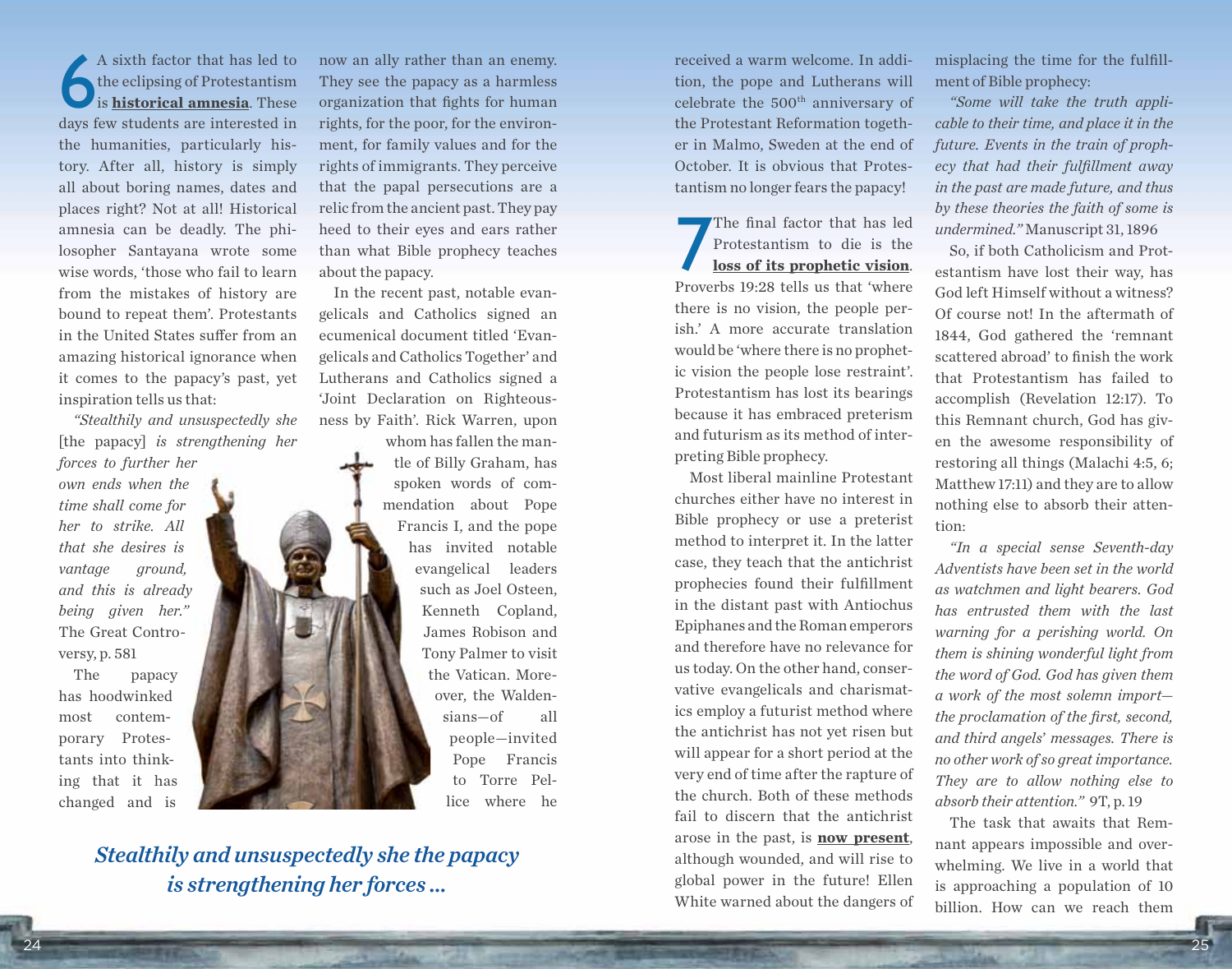**6** A sixth factor that has led to the eclipsing of Protestantism is **historical amnesia**. These days few students are interested in the humanities, particularly history. After all, history is simply all about boring names, dates and places right? Not at all! Historical amnesia can be deadly. The philosopher Santayana wrote some wise words, 'those who fail to learn from the mistakes of history are bound to repeat them'. Protestants in the United States suffer from an amazing historical ignorance when it comes to the papacy's past, yet inspiration tells us that:

*"Stealthily and unsuspectedly she* [the papacy] *is strengthening her forces to further her own ends when the time shall come for her to strike. All that she desires is vantage ground, and this is already being given her."* The Great Controversy, p. 581

The papacy has hoodwinked most contemporary Protestants into thinking that it has changed and is now an ally rather than an enemy. They see the papacy as a harmless organization that fights for human rights, for the poor, for the environment, for family values and for the rights of immigrants. They perceive that the papal persecutions are a relic from the ancient past. They pay heed to their eyes and ears rather than what Bible prophecy teaches about the papacy.

In the recent past, notable evangelicals and Catholics signed an ecumenical document titled 'Evangelicals and Catholics Together' and Lutherans and Catholics signed a 'Joint Declaration on Righteousness by Faith'. Rick Warren, upon whom has fallen the mantle of Billy Graham, has spoken words of commendation about Pope Francis I, and the pope has invited notable evangelical leaders such as Joel Osteen, Kenneth Copland, James Robison and Tony Palmer to visit the Vatican. Moreover, the Waldensians—of all people—invited Pope Francis to Torre Pellice where he received a warm welcome. In addition, the pope and Lutherans will celebrate the 500th anniversary of the Protestant Reformation together in Malmo, Sweden at the end of October. It is obvious that Protestantism no longer fears the papacy!

***Stealthily and unsuspectedly she the papacy is strengthening her forces ...***

**7** The final factor that has led Protestantism to die is the **loss of its prophetic vision**. Proverbs 19:28 tells us that 'where there is no vision, the people perish.' A more accurate translation would be 'where there is no prophetic vision the people lose restraint'. Protestantism has lost its bearings because it has embraced preterism and futurism as its method of interpreting Bible prophecy.

Most liberal mainline Protestant churches either have no interest in Bible prophecy or use a preterist method to interpret it. In the latter case, they teach that the antichrist prophecies found their fulfillment in the distant past with Antiochus Epiphanes and the Roman emperors and therefore have no relevance for us today. On the other hand, conservative evangelicals and charismatics employ a futurist method where the antichrist has not yet risen but will appear for a short period at the very end of time after the rapture of the church. Both of these methods fail to discern that the antichrist arose in the past, is **now present**, although wounded, and will rise to global power in the future! Ellen White warned about the dangers of misplacing the time for the fulfillment of Bible prophecy:

*"Some will take the truth applicable to their time, and place it in the future. Events in the train of prophecy that had their fulfillment away in the past are made future, and thus by these theories the faith of some is undermined."* Manuscript 31, 1896

So, if both Catholicism and Protestantism have lost their way, has God left Himself without a witness? Of course not! In the aftermath of 1844, God gathered the 'remnant scattered abroad' to finish the work that Protestantism has failed to accomplish (Revelation 12:17). To this Remnant church, God has given the awesome responsibility of restoring all things (Malachi 4:5, 6; Matthew 17:11) and they are to allow nothing else to absorb their attention:

*"In a special sense Seventh-day Adventists have been set in the world as watchmen and light bearers. God has entrusted them with the last warning for a perishing world. On them is shining wonderful light from the word of God. God has given them a work of the most solemn import—the proclamation of the first, second, and third angels' messages. There is no other work of so great importance. They are to allow nothing else to absorb their attention."* 9T, p. 19

The task that awaits that Remnant appears impossible and overwhelming. We live in a world that is approaching a population of 10 billion. How can we reach them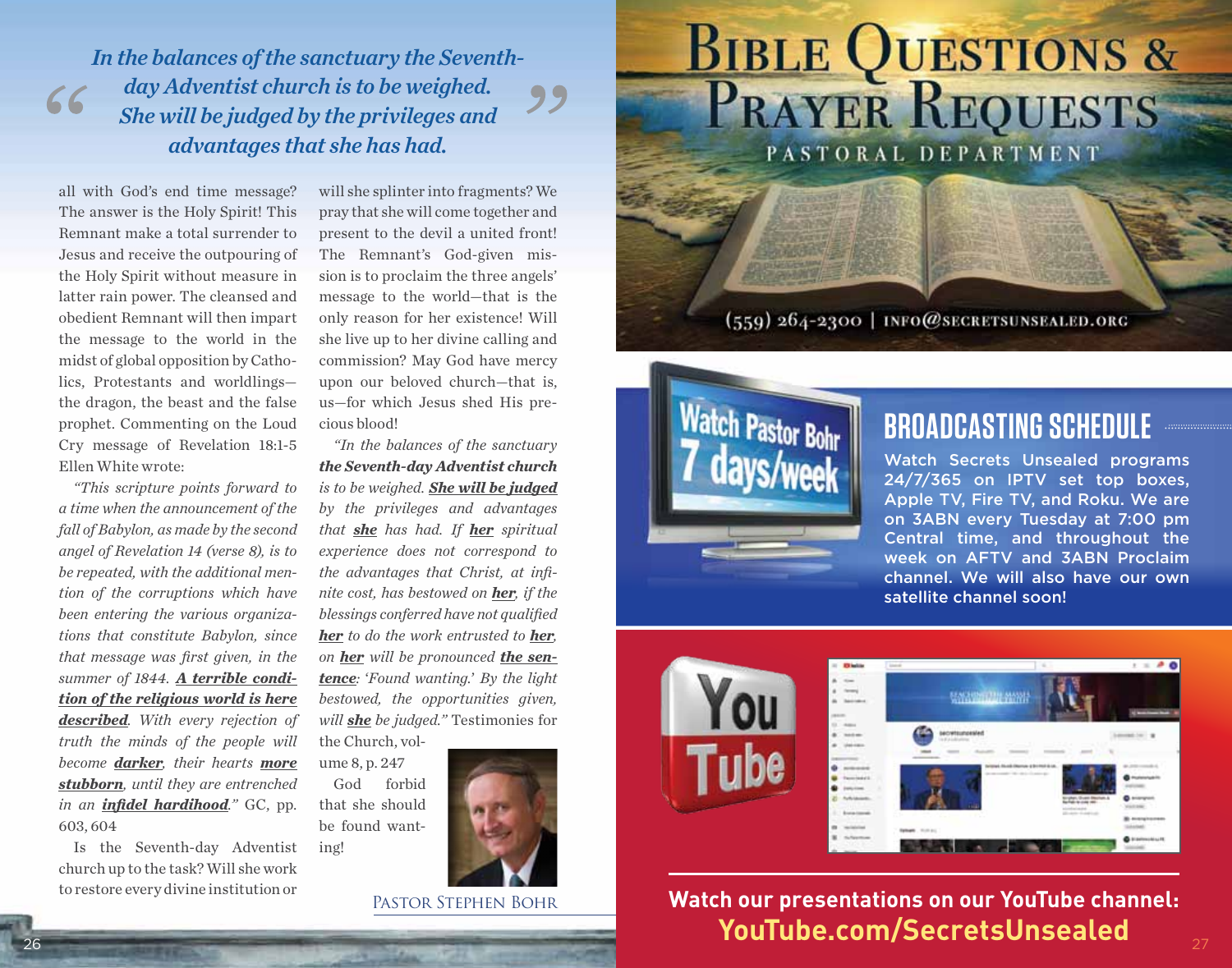> *In the balances of the sanctuary the Seventh-day Adventist church is to be weighed. She will be judged by the privileges and advantages that she has had.*

all with God's end time message? The answer is the Holy Spirit! This Remnant make a total surrender to Jesus and receive the outpouring of the Holy Spirit without measure in latter rain power. The cleansed and obedient Remnant will then impart the message to the world in the midst of global opposition by Catholics, Protestants and worldlings—the dragon, the beast and the false prophet. Commenting on the Loud Cry message of Revelation 18:1-5 Ellen White wrote:

*"This scripture points forward to a time when the announcement of the fall of Babylon, as made by the second angel of Revelation 14 (verse 8), is to be repeated, with the additional mention of the corruptions which have been entering the various organizations that constitute Babylon, since that message was first given, in the summer of 1844.* ***A terrible condition of the religious world is here described****. With every rejection of truth the minds of the people will become* ***darker****, their hearts* ***more stubborn****, until they are entrenched in an* ***infidel hardihood****."* GC, pp. 603, 604

Is the Seventh-day Adventist church up to the task? Will she work to restore every divine institution or will she splinter into fragments? We pray that she will come together and present to the devil a united front! The Remnant's God-given mission is to proclaim the three angels' message to the world—that is the only reason for her existence! Will she live up to her divine calling and commission? May God have mercy upon our beloved church—that is, us—for which Jesus shed His precious blood!

*"In the balances of the sanctuary* ***the Seventh-day Adventist church*** *is to be weighed.* ***She will be judged*** *by the privileges and advantages that* ***she*** *has had. If* ***her*** *spiritual experience does not correspond to the advantages that Christ, at infinite cost, has bestowed on* ***her****, if the blessings conferred have not qualified* ***her*** *to do the work entrusted to* ***her****, on* ***her*** *will be pronounced* ***the sentence****: 'Found wanting.' By the light bestowed, the opportunities given, will* ***she*** *be judged."* Testimonies for the Church, volume 8, p. 247

God forbid that she should be found wanting!

PASTOR STEPHEN BOHR

# BIBLE QUESTIONS & PRAYER REQUESTS

PASTORAL DEPARTMENT

(559) 264-2300 | INFO@SECRETSUNSEALED.ORG

Watch Pastor Bohr 7 days/week

## BROADCASTING SCHEDULE

Watch Secrets Unsealed programs 24/7/365 on IPTV set top boxes, Apple TV, Fire TV, and Roku. We are on 3ABN every Tuesday at 7:00 pm Central time, and throughout the week on AFTV and 3ABN Proclaim channel. We will also have our own satellite channel soon!

**Watch our presentations on our YouTube channel:**
**YouTube.com/SecretsUnsealed**